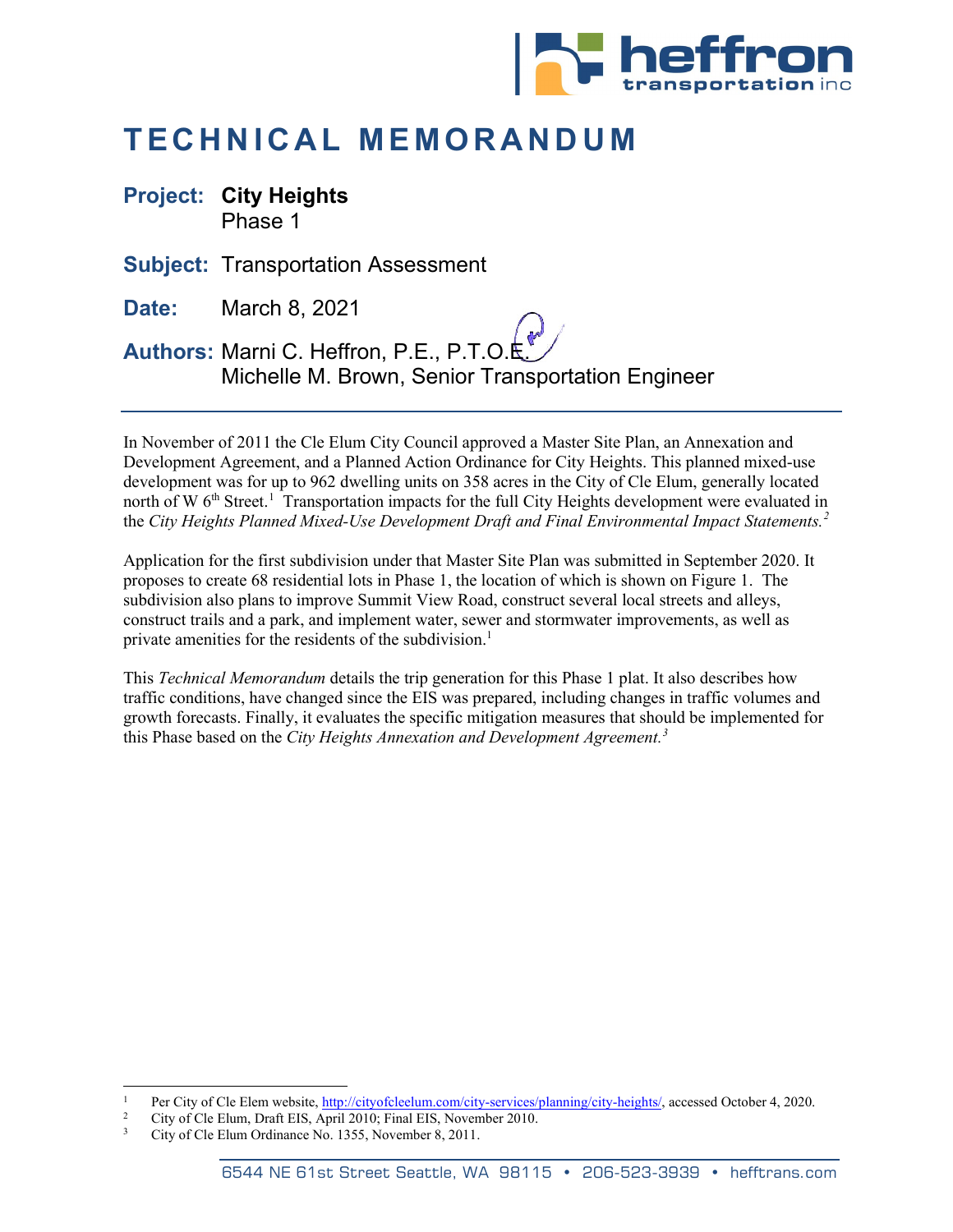# TECHNICAL MEMORANDUM

**Project:** **City Heights**
Phase 1

**Subject:** Transportation Assessment

**Date:** March 8, 2021

**Authors:** Marni C. Heffron, P.E., P.T.O.E.
Michelle M. Brown, Senior Transportation Engineer

---

In November of 2011 the Cle Elum City Council approved a Master Site Plan, an Annexation and Development Agreement, and a Planned Action Ordinance for City Heights. This planned mixed-use development was for up to 962 dwelling units on 358 acres in the City of Cle Elum, generally located north of W 6th Street.[1] Transportation impacts for the full City Heights development were evaluated in the *City Heights Planned Mixed-Use Development Draft and Final Environmental Impact Statements.*[2]

Application for the first subdivision under that Master Site Plan was submitted in September 2020. It proposes to create 68 residential lots in Phase 1, the location of which is shown on Figure 1. The subdivision also plans to improve Summit View Road, construct several local streets and alleys, construct trails and a park, and implement water, sewer and stormwater improvements, as well as private amenities for the residents of the subdivision.[1]

This *Technical Memorandum* details the trip generation for this Phase 1 plat. It also describes how traffic conditions, have changed since the EIS was prepared, including changes in traffic volumes and growth forecasts. Finally, it evaluates the specific mitigation measures that should be implemented for this Phase based on the *City Heights Annexation and Development Agreement.*[3]

---

[1] Per City of Cle Elem website, http://cityofcleelum.com/city-services/planning/city-heights/, accessed October 4, 2020.

[2] City of Cle Elum, Draft EIS, April 2010; Final EIS, November 2010.

[3] City of Cle Elum Ordinance No. 1355, November 8, 2011.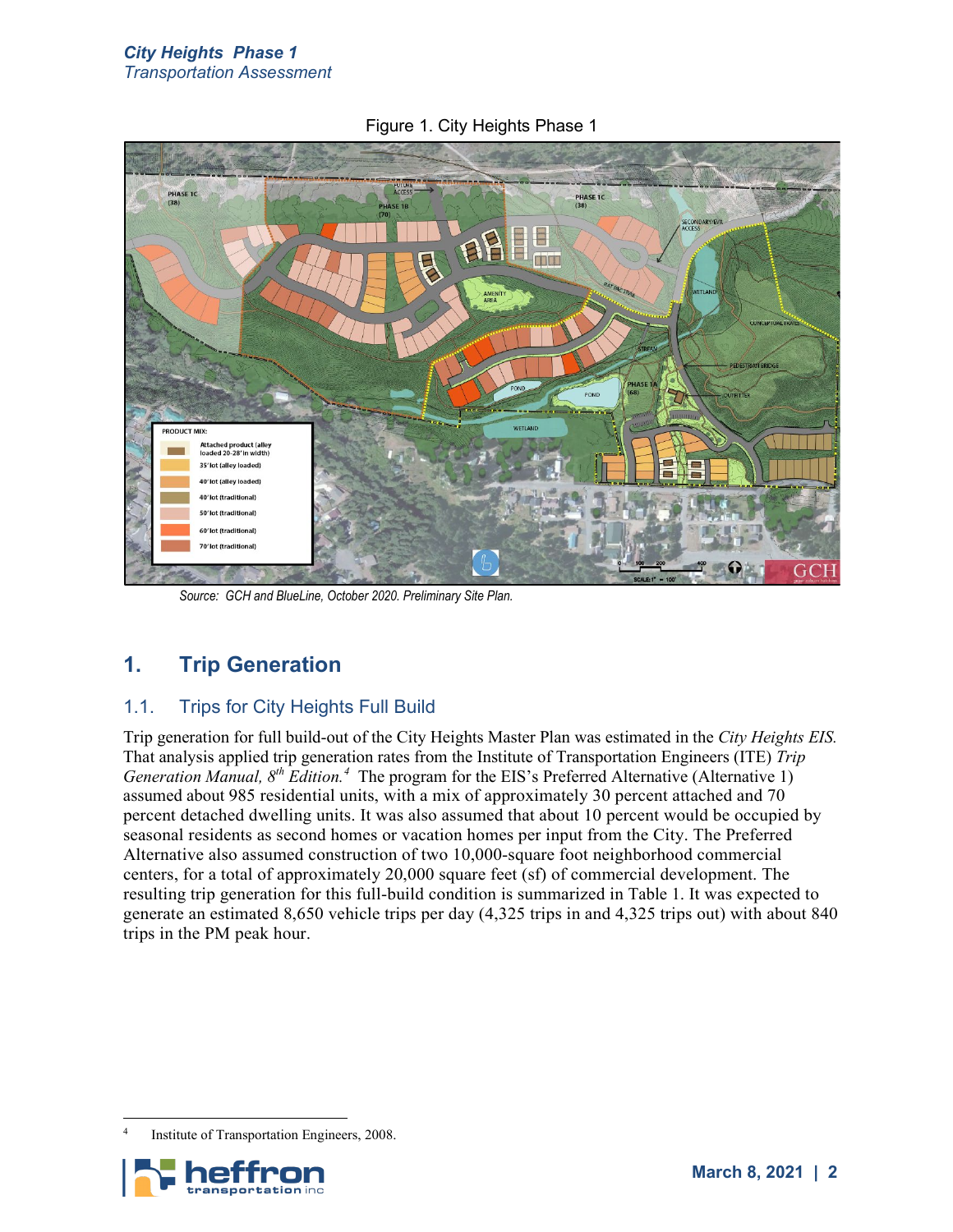Figure 1. City Heights Phase 1

Source: GCH and BlueLine, October 2020. Preliminary Site Plan.

# 1. Trip Generation

## 1.1. Trips for City Heights Full Build

Trip generation for full build-out of the City Heights Master Plan was estimated in the *City Heights EIS.* That analysis applied trip generation rates from the Institute of Transportation Engineers (ITE) *Trip Generation Manual, 8th Edition.*[4] The program for the EIS's Preferred Alternative (Alternative 1) assumed about 985 residential units, with a mix of approximately 30 percent attached and 70 percent detached dwelling units. It was also assumed that about 10 percent would be occupied by seasonal residents as second homes or vacation homes per input from the City. The Preferred Alternative also assumed construction of two 10,000-square foot neighborhood commercial centers, for a total of approximately 20,000 square feet (sf) of commercial development. The resulting trip generation for this full-build condition is summarized in Table 1. It was expected to generate an estimated 8,650 vehicle trips per day (4,325 trips in and 4,325 trips out) with about 840 trips in the PM peak hour.

[4] Institute of Transportation Engineers, 2008.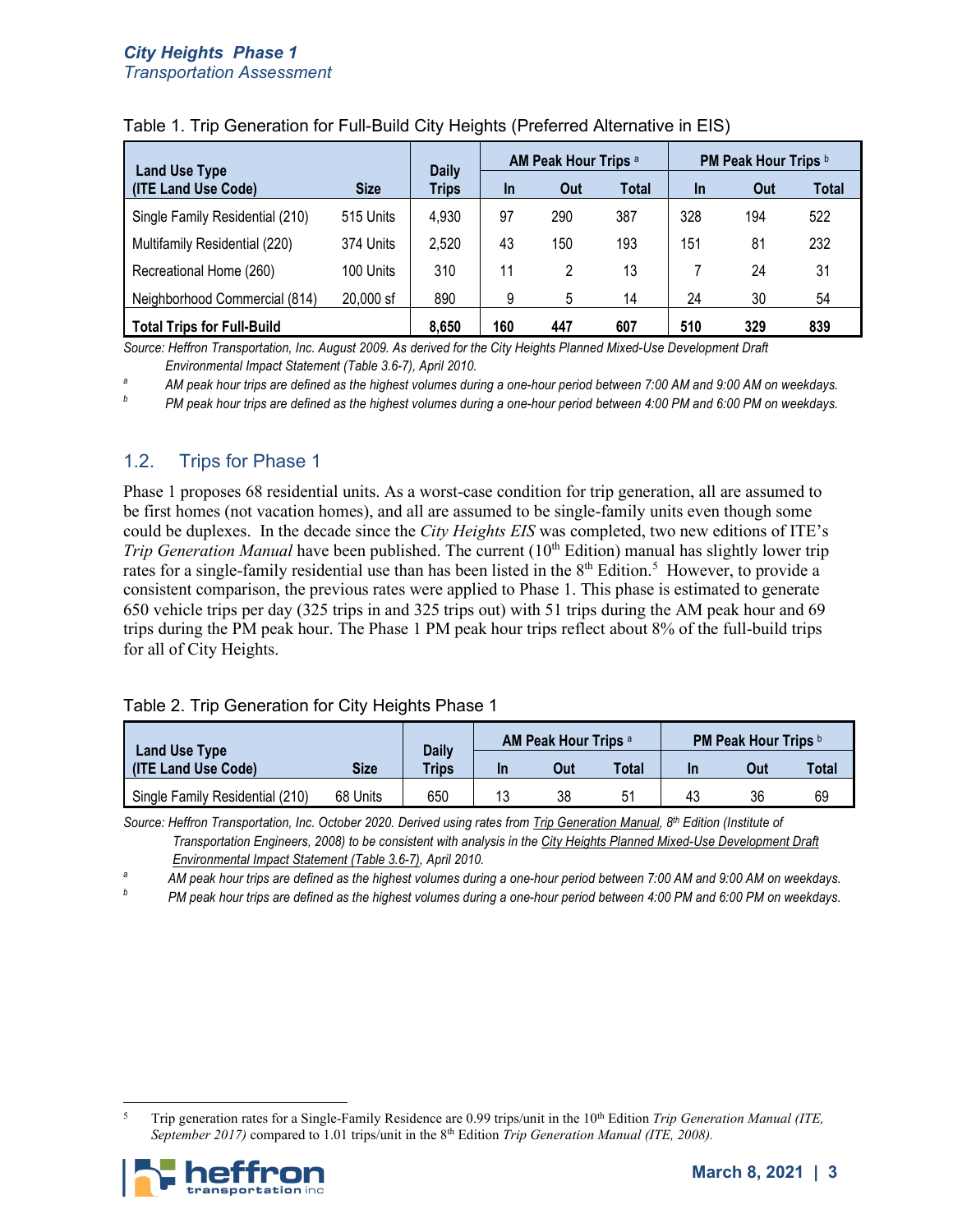Table 1. Trip Generation for Full-Build City Heights (Preferred Alternative in EIS)

| Land Use Type (ITE Land Use Code) | Size | Daily Trips | AM Peak Hour Trips [a] | | | PM Peak Hour Trips [b] | | |
|---|---|---|---|---|---|---|---|---|
| | | | In | Out | Total | In | Out | Total |
| Single Family Residential (210) | 515 Units | 4,930 | 97 | 290 | 387 | 328 | 194 | 522 |
| Multifamily Residential (220) | 374 Units | 2,520 | 43 | 150 | 193 | 151 | 81 | 232 |
| Recreational Home (260) | 100 Units | 310 | 11 | 2 | 13 | 7 | 24 | 31 |
| Neighborhood Commercial (814) | 20,000 sf | 890 | 9 | 5 | 14 | 24 | 30 | 54 |
| **Total Trips for Full-Build** | | **8,650** | **160** | **447** | **607** | **510** | **329** | **839** |

*Source: Heffron Transportation, Inc. August 2009. As derived for the City Heights Planned Mixed-Use Development Draft Environmental Impact Statement (Table 3.6-7), April 2010.*

[a] *AM peak hour trips are defined as the highest volumes during a one-hour period between 7:00 AM and 9:00 AM on weekdays.*

[b] *PM peak hour trips are defined as the highest volumes during a one-hour period between 4:00 PM and 6:00 PM on weekdays.*

## 1.2. Trips for Phase 1

Phase 1 proposes 68 residential units. As a worst-case condition for trip generation, all are assumed to be first homes (not vacation homes), and all are assumed to be single-family units even though some could be duplexes. In the decade since the *City Heights EIS* was completed, two new editions of ITE's *Trip Generation Manual* have been published. The current (10th Edition) manual has slightly lower trip rates for a single-family residential use than has been listed in the 8th Edition.[5] However, to provide a consistent comparison, the previous rates were applied to Phase 1. This phase is estimated to generate 650 vehicle trips per day (325 trips in and 325 trips out) with 51 trips during the AM peak hour and 69 trips during the PM peak hour. The Phase 1 PM peak hour trips reflect about 8% of the full-build trips for all of City Heights.

Table 2. Trip Generation for City Heights Phase 1

| Land Use Type (ITE Land Use Code) | Size | Daily Trips | AM Peak Hour Trips [a] | | | PM Peak Hour Trips [b] | | |
|---|---|---|---|---|---|---|---|---|
| | | | In | Out | Total | In | Out | Total |
| Single Family Residential (210) | 68 Units | 650 | 13 | 38 | 51 | 43 | 36 | 69 |

*Source: Heffron Transportation, Inc. October 2020. Derived using rates from Trip Generation Manual, 8th Edition (Institute of Transportation Engineers, 2008) to be consistent with analysis in the City Heights Planned Mixed-Use Development Draft Environmental Impact Statement (Table 3.6-7), April 2010.*

[a] *AM peak hour trips are defined as the highest volumes during a one-hour period between 7:00 AM and 9:00 AM on weekdays.*

[b] *PM peak hour trips are defined as the highest volumes during a one-hour period between 4:00 PM and 6:00 PM on weekdays.*

[5] Trip generation rates for a Single-Family Residence are 0.99 trips/unit in the 10th Edition *Trip Generation Manual (ITE, September 2017)* compared to 1.01 trips/unit in the 8th Edition *Trip Generation Manual (ITE, 2008).*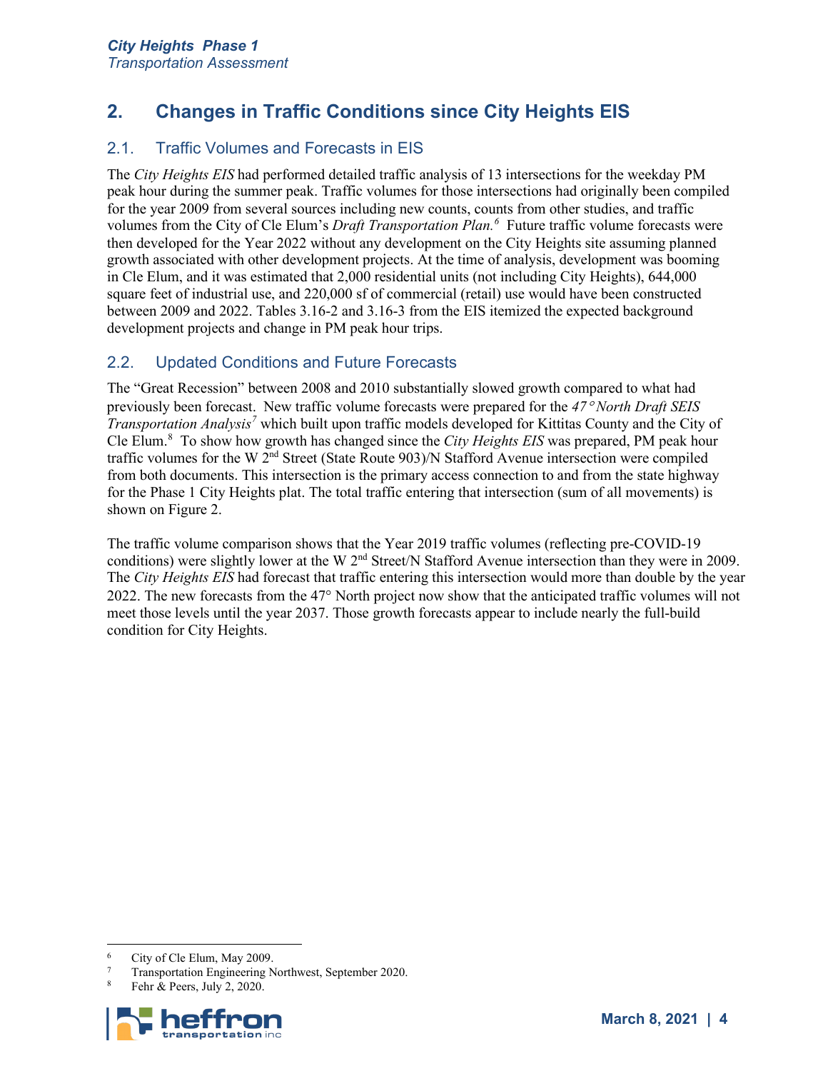# 2. Changes in Traffic Conditions since City Heights EIS

## 2.1. Traffic Volumes and Forecasts in EIS

The *City Heights EIS* had performed detailed traffic analysis of 13 intersections for the weekday PM peak hour during the summer peak. Traffic volumes for those intersections had originally been compiled for the year 2009 from several sources including new counts, counts from other studies, and traffic volumes from the City of Cle Elum's *Draft Transportation Plan.*[6] Future traffic volume forecasts were then developed for the Year 2022 without any development on the City Heights site assuming planned growth associated with other development projects. At the time of analysis, development was booming in Cle Elum, and it was estimated that 2,000 residential units (not including City Heights), 644,000 square feet of industrial use, and 220,000 sf of commercial (retail) use would have been constructed between 2009 and 2022. Tables 3.16-2 and 3.16-3 from the EIS itemized the expected background development projects and change in PM peak hour trips.

## 2.2. Updated Conditions and Future Forecasts

The "Great Recession" between 2008 and 2010 substantially slowed growth compared to what had previously been forecast. New traffic volume forecasts were prepared for the *47° North Draft SEIS Transportation Analysis*[7] which built upon traffic models developed for Kittitas County and the City of Cle Elum.[8] To show how growth has changed since the *City Heights EIS* was prepared, PM peak hour traffic volumes for the W 2nd Street (State Route 903)/N Stafford Avenue intersection were compiled from both documents. This intersection is the primary access connection to and from the state highway for the Phase 1 City Heights plat. The total traffic entering that intersection (sum of all movements) is shown on Figure 2.

The traffic volume comparison shows that the Year 2019 traffic volumes (reflecting pre-COVID-19 conditions) were slightly lower at the W 2nd Street/N Stafford Avenue intersection than they were in 2009. The *City Heights EIS* had forecast that traffic entering this intersection would more than double by the year 2022. The new forecasts from the 47° North project now show that the anticipated traffic volumes will not meet those levels until the year 2037. Those growth forecasts appear to include nearly the full-build condition for City Heights.

---

[6] City of Cle Elum, May 2009.

[7] Transportation Engineering Northwest, September 2020.

[8] Fehr & Peers, July 2, 2020.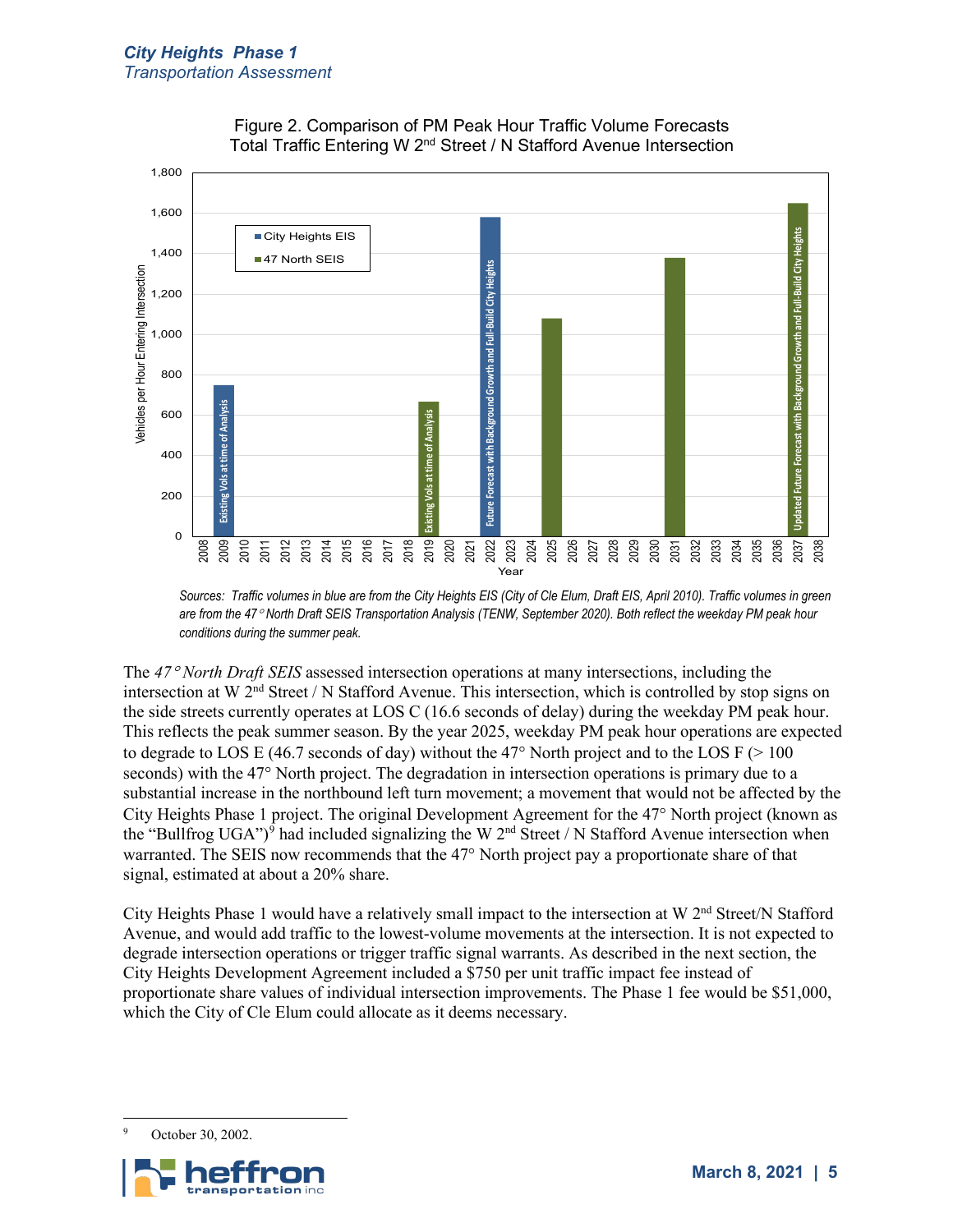Figure 2. Comparison of PM Peak Hour Traffic Volume Forecasts Total Traffic Entering W 2nd Street / N Stafford Avenue Intersection

*Sources: Traffic volumes in blue are from the City Heights EIS (City of Cle Elum, Draft EIS, April 2010). Traffic volumes in green are from the 47° North Draft SEIS Transportation Analysis (TENW, September 2020). Both reflect the weekday PM peak hour conditions during the summer peak.*

The *47° North Draft SEIS* assessed intersection operations at many intersections, including the intersection at W 2nd Street / N Stafford Avenue. This intersection, which is controlled by stop signs on the side streets currently operates at LOS C (16.6 seconds of delay) during the weekday PM peak hour. This reflects the peak summer season. By the year 2025, weekday PM peak hour operations are expected to degrade to LOS E (46.7 seconds of day) without the 47° North project and to the LOS F (> 100 seconds) with the 47° North project. The degradation in intersection operations is primary due to a substantial increase in the northbound left turn movement; a movement that would not be affected by the City Heights Phase 1 project. The original Development Agreement for the 47° North project (known as the "Bullfrog UGA")[9] had included signalizing the W 2nd Street / N Stafford Avenue intersection when warranted. The SEIS now recommends that the 47° North project pay a proportionate share of that signal, estimated at about a 20% share.

City Heights Phase 1 would have a relatively small impact to the intersection at W 2nd Street/N Stafford Avenue, and would add traffic to the lowest-volume movements at the intersection. It is not expected to degrade intersection operations or trigger traffic signal warrants. As described in the next section, the City Heights Development Agreement included a $750 per unit traffic impact fee instead of proportionate share values of individual intersection improvements. The Phase 1 fee would be $51,000, which the City of Cle Elum could allocate as it deems necessary.

[9] October 30, 2002.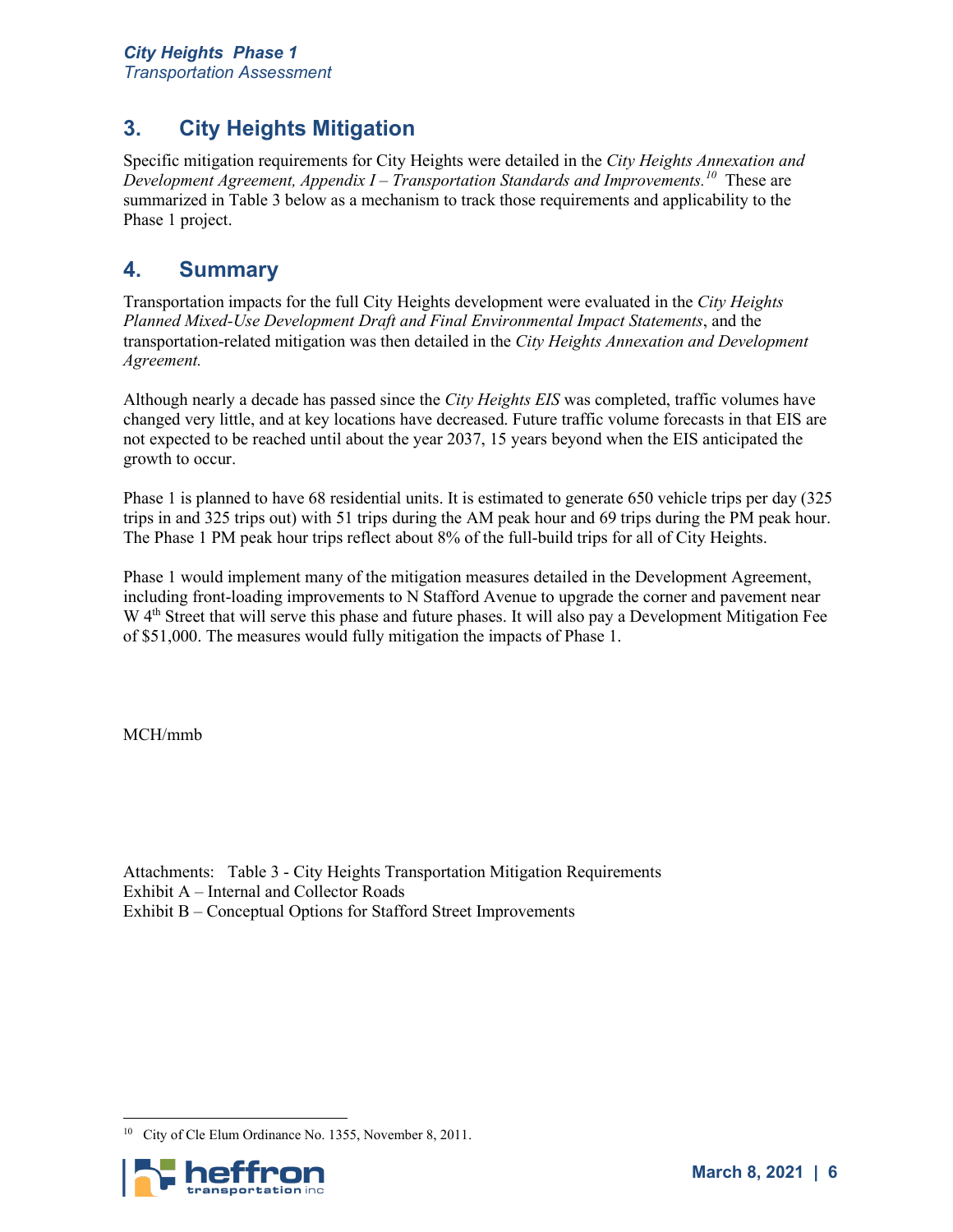## 3. City Heights Mitigation

Specific mitigation requirements for City Heights were detailed in the *City Heights Annexation and Development Agreement, Appendix I – Transportation Standards and Improvements.*[10] These are summarized in Table 3 below as a mechanism to track those requirements and applicability to the Phase 1 project.

## 4. Summary

Transportation impacts for the full City Heights development were evaluated in the *City Heights Planned Mixed-Use Development Draft and Final Environmental Impact Statements*, and the transportation-related mitigation was then detailed in the *City Heights Annexation and Development Agreement.*

Although nearly a decade has passed since the *City Heights EIS* was completed, traffic volumes have changed very little, and at key locations have decreased. Future traffic volume forecasts in that EIS are not expected to be reached until about the year 2037, 15 years beyond when the EIS anticipated the growth to occur.

Phase 1 is planned to have 68 residential units. It is estimated to generate 650 vehicle trips per day (325 trips in and 325 trips out) with 51 trips during the AM peak hour and 69 trips during the PM peak hour. The Phase 1 PM peak hour trips reflect about 8% of the full-build trips for all of City Heights.

Phase 1 would implement many of the mitigation measures detailed in the Development Agreement, including front-loading improvements to N Stafford Avenue to upgrade the corner and pavement near W 4th Street that will serve this phase and future phases. It will also pay a Development Mitigation Fee of $51,000. The measures would fully mitigation the impacts of Phase 1.

MCH/mmb

Attachments: Table 3 - City Heights Transportation Mitigation Requirements
Exhibit A – Internal and Collector Roads
Exhibit B – Conceptual Options for Stafford Street Improvements

---

[10] City of Cle Elum Ordinance No. 1355, November 8, 2011.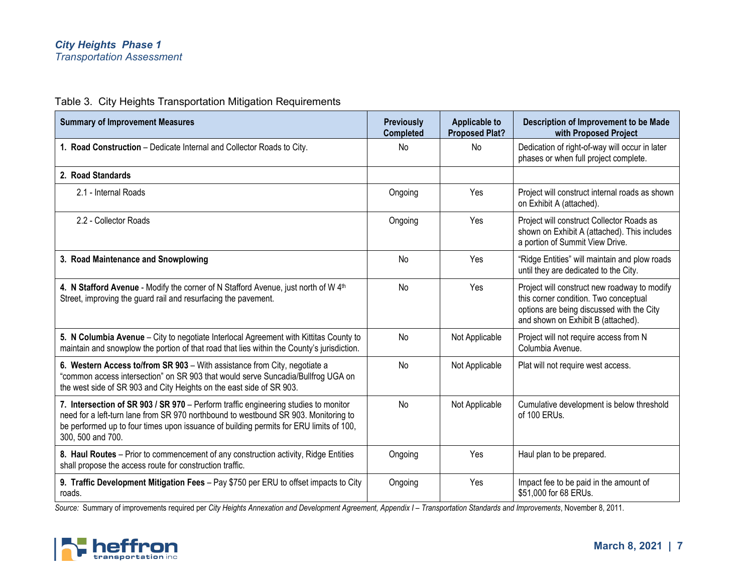Table 3. City Heights Transportation Mitigation Requirements

| Summary of Improvement Measures | Previously Completed | Applicable to Proposed Plat? | Description of Improvement to be Made with Proposed Project |
|---|---|---|---|
| **1. Road Construction** – Dedicate Internal and Collector Roads to City. | No | No | Dedication of right-of-way will occur in later phases or when full project complete. |
| **2. Road Standards** | | | |
| 2.1 - Internal Roads | Ongoing | Yes | Project will construct internal roads as shown on Exhibit A (attached). |
| 2.2 - Collector Roads | Ongoing | Yes | Project will construct Collector Roads as shown on Exhibit A (attached). This includes a portion of Summit View Drive. |
| **3. Road Maintenance and Snowplowing** | No | Yes | "Ridge Entities" will maintain and plow roads until they are dedicated to the City. |
| **4. N Stafford Avenue** - Modify the corner of N Stafford Avenue, just north of W 4th Street, improving the guard rail and resurfacing the pavement. | No | Yes | Project will construct new roadway to modify this corner condition. Two conceptual options are being discussed with the City and shown on Exhibit B (attached). |
| **5. N Columbia Avenue** – City to negotiate Interlocal Agreement with Kittitas County to maintain and snowplow the portion of that road that lies within the County's jurisdiction. | No | Not Applicable | Project will not require access from N Columbia Avenue. |
| **6. Western Access to/from SR 903** – With assistance from City, negotiate a "common access intersection" on SR 903 that would serve Suncadia/Bullfrog UGA on the west side of SR 903 and City Heights on the east side of SR 903. | No | Not Applicable | Plat will not require west access. |
| **7. Intersection of SR 903 / SR 970** – Perform traffic engineering studies to monitor need for a left-turn lane from SR 970 northbound to westbound SR 903. Monitoring to be performed up to four times upon issuance of building permits for ERU limits of 100, 300, 500 and 700. | No | Not Applicable | Cumulative development is below threshold of 100 ERUs. |
| **8. Haul Routes** – Prior to commencement of any construction activity, Ridge Entities shall propose the access route for construction traffic. | Ongoing | Yes | Haul plan to be prepared. |
| **9. Traffic Development Mitigation Fees** – Pay $750 per ERU to offset impacts to City roads. | Ongoing | Yes | Impact fee to be paid in the amount of $51,000 for 68 ERUs. |

*Source:* Summary of improvements required per *City Heights Annexation and Development Agreement, Appendix I – Transportation Standards and Improvements*, November 8, 2011.